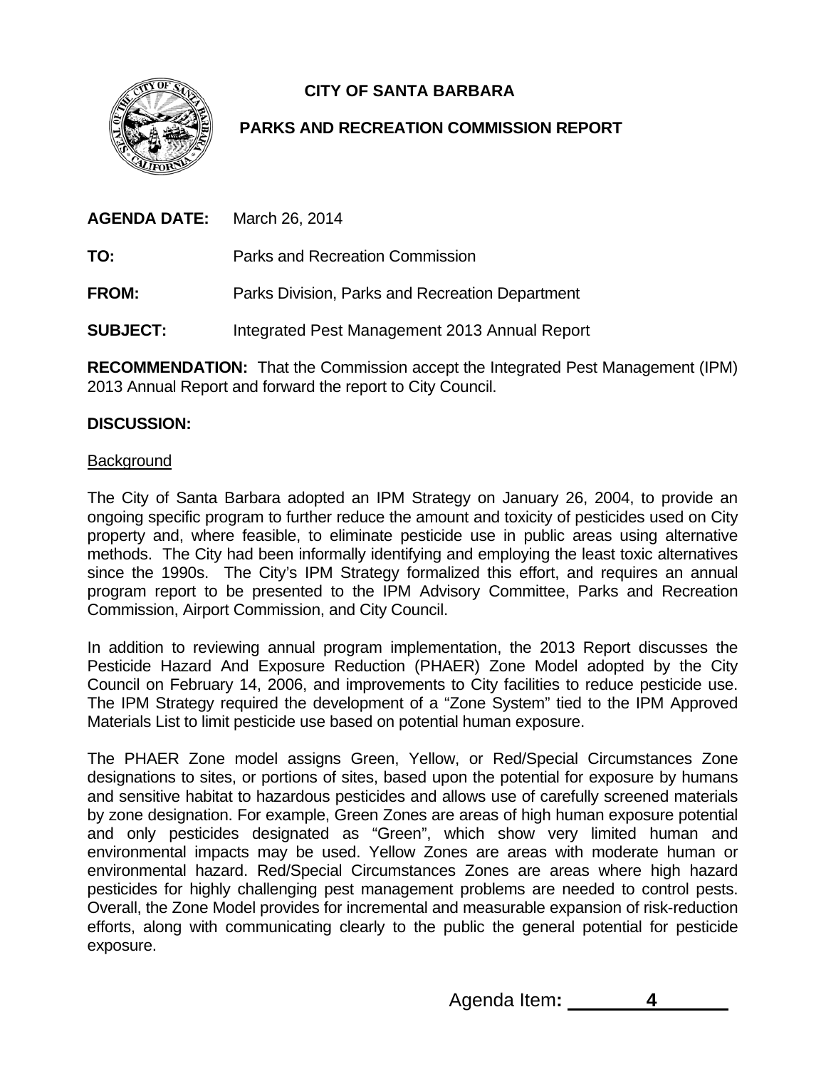# CITY OF SANTA BARBARA

## PARKS AND RECREATION COMMISSION REPORT

**AGENDA DATE:** March 26, 2014

**TO:** Parks and Recreation Commission

**FROM:** Parks Division, Parks and Recreation Department

**SUBJECT:** Integrated Pest Management 2013 Annual Report

**RECOMMENDATION:** That the Commission accept the Integrated Pest Management (IPM) 2013 Annual Report and forward the report to City Council.

**DISCUSSION:**

Background

The City of Santa Barbara adopted an IPM Strategy on January 26, 2004, to provide an ongoing specific program to further reduce the amount and toxicity of pesticides used on City property and, where feasible, to eliminate pesticide use in public areas using alternative methods. The City had been informally identifying and employing the least toxic alternatives since the 1990s. The City's IPM Strategy formalized this effort, and requires an annual program report to be presented to the IPM Advisory Committee, Parks and Recreation Commission, Airport Commission, and City Council.

In addition to reviewing annual program implementation, the 2013 Report discusses the Pesticide Hazard And Exposure Reduction (PHAER) Zone Model adopted by the City Council on February 14, 2006, and improvements to City facilities to reduce pesticide use. The IPM Strategy required the development of a "Zone System" tied to the IPM Approved Materials List to limit pesticide use based on potential human exposure.

The PHAER Zone model assigns Green, Yellow, or Red/Special Circumstances Zone designations to sites, or portions of sites, based upon the potential for exposure by humans and sensitive habitat to hazardous pesticides and allows use of carefully screened materials by zone designation. For example, Green Zones are areas of high human exposure potential and only pesticides designated as "Green", which show very limited human and environmental impacts may be used. Yellow Zones are areas with moderate human or environmental hazard. Red/Special Circumstances Zones are areas where high hazard pesticides for highly challenging pest management problems are needed to control pests. Overall, the Zone Model provides for incremental and measurable expansion of risk-reduction efforts, along with communicating clearly to the public the general potential for pesticide exposure.

Agenda Item**:** 4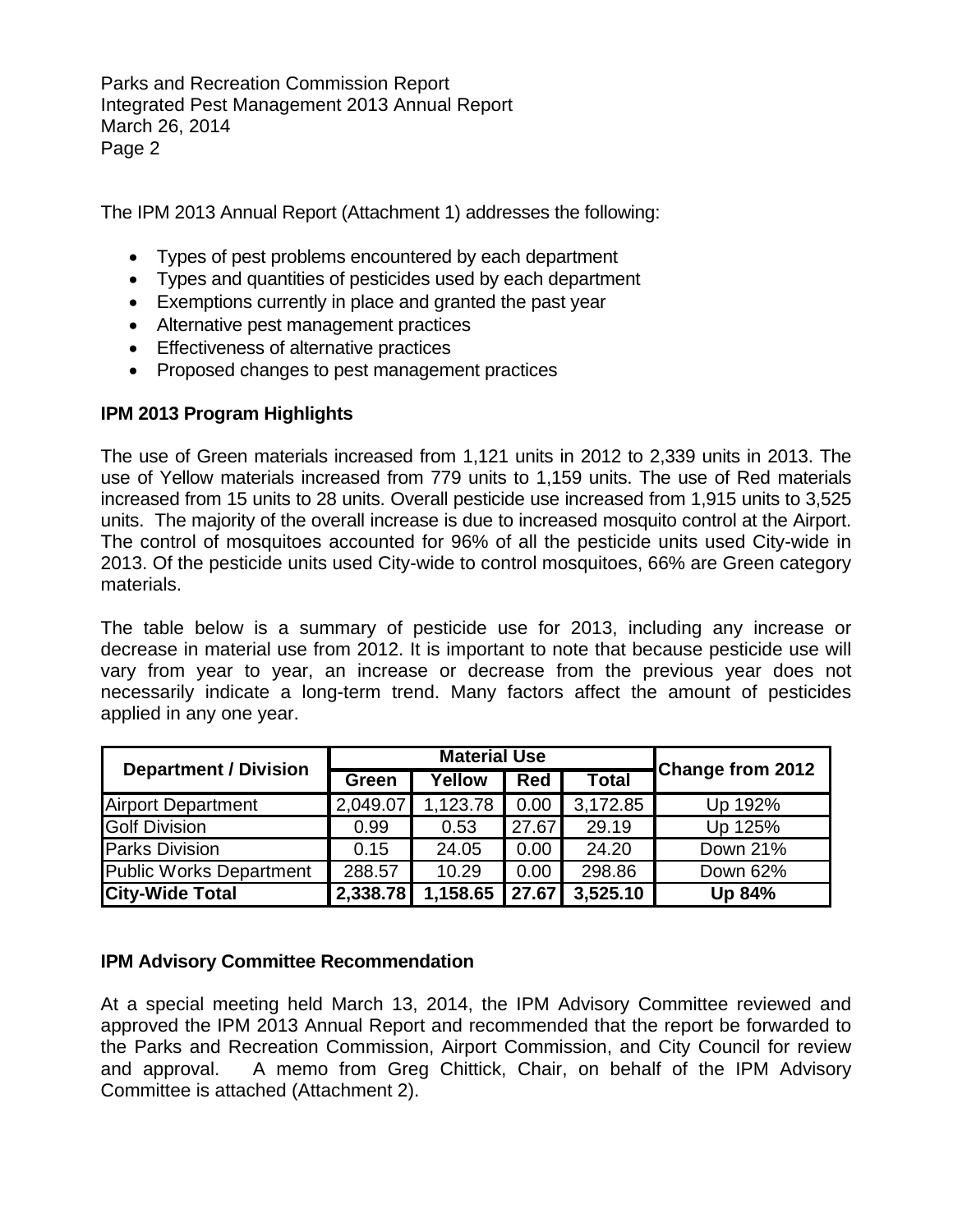The IPM 2013 Annual Report (Attachment 1) addresses the following:

- Types of pest problems encountered by each department
- Types and quantities of pesticides used by each department
- Exemptions currently in place and granted the past year
- Alternative pest management practices
- Effectiveness of alternative practices
- Proposed changes to pest management practices

**IPM 2013 Program Highlights**

The use of Green materials increased from 1,121 units in 2012 to 2,339 units in 2013. The use of Yellow materials increased from 779 units to 1,159 units. The use of Red materials increased from 15 units to 28 units. Overall pesticide use increased from 1,915 units to 3,525 units. The majority of the overall increase is due to increased mosquito control at the Airport. The control of mosquitoes accounted for 96% of all the pesticide units used City-wide in 2013. Of the pesticide units used City-wide to control mosquitoes, 66% are Green category materials.

The table below is a summary of pesticide use for 2013, including any increase or decrease in material use from 2012. It is important to note that because pesticide use will vary from year to year, an increase or decrease from the previous year does not necessarily indicate a long-term trend. Many factors affect the amount of pesticides applied in any one year.

| Department / Division | Material Use | | | | Change from 2012 |
|---|---|---|---|---|---|
| | Green | Yellow | Red | Total | |
| Airport Department | 2,049.07 | 1,123.78 | 0.00 | 3,172.85 | Up 192% |
| Golf Division | 0.99 | 0.53 | 27.67 | 29.19 | Up 125% |
| Parks Division | 0.15 | 24.05 | 0.00 | 24.20 | Down 21% |
| Public Works Department | 288.57 | 10.29 | 0.00 | 298.86 | Down 62% |
| **City-Wide Total** | **2,338.78** | **1,158.65** | **27.67** | **3,525.10** | **Up 84%** |

**IPM Advisory Committee Recommendation**

At a special meeting held March 13, 2014, the IPM Advisory Committee reviewed and approved the IPM 2013 Annual Report and recommended that the report be forwarded to the Parks and Recreation Commission, Airport Commission, and City Council for review and approval. A memo from Greg Chittick, Chair, on behalf of the IPM Advisory Committee is attached (Attachment 2).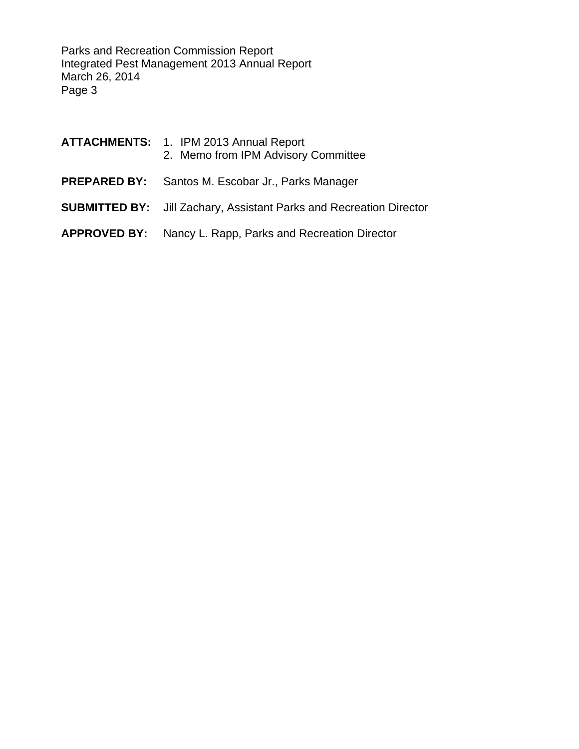**ATTACHMENTS:** 1. IPM 2013 Annual Report
2. Memo from IPM Advisory Committee

**PREPARED BY:** Santos M. Escobar Jr., Parks Manager

**SUBMITTED BY:** Jill Zachary, Assistant Parks and Recreation Director

**APPROVED BY:** Nancy L. Rapp, Parks and Recreation Director